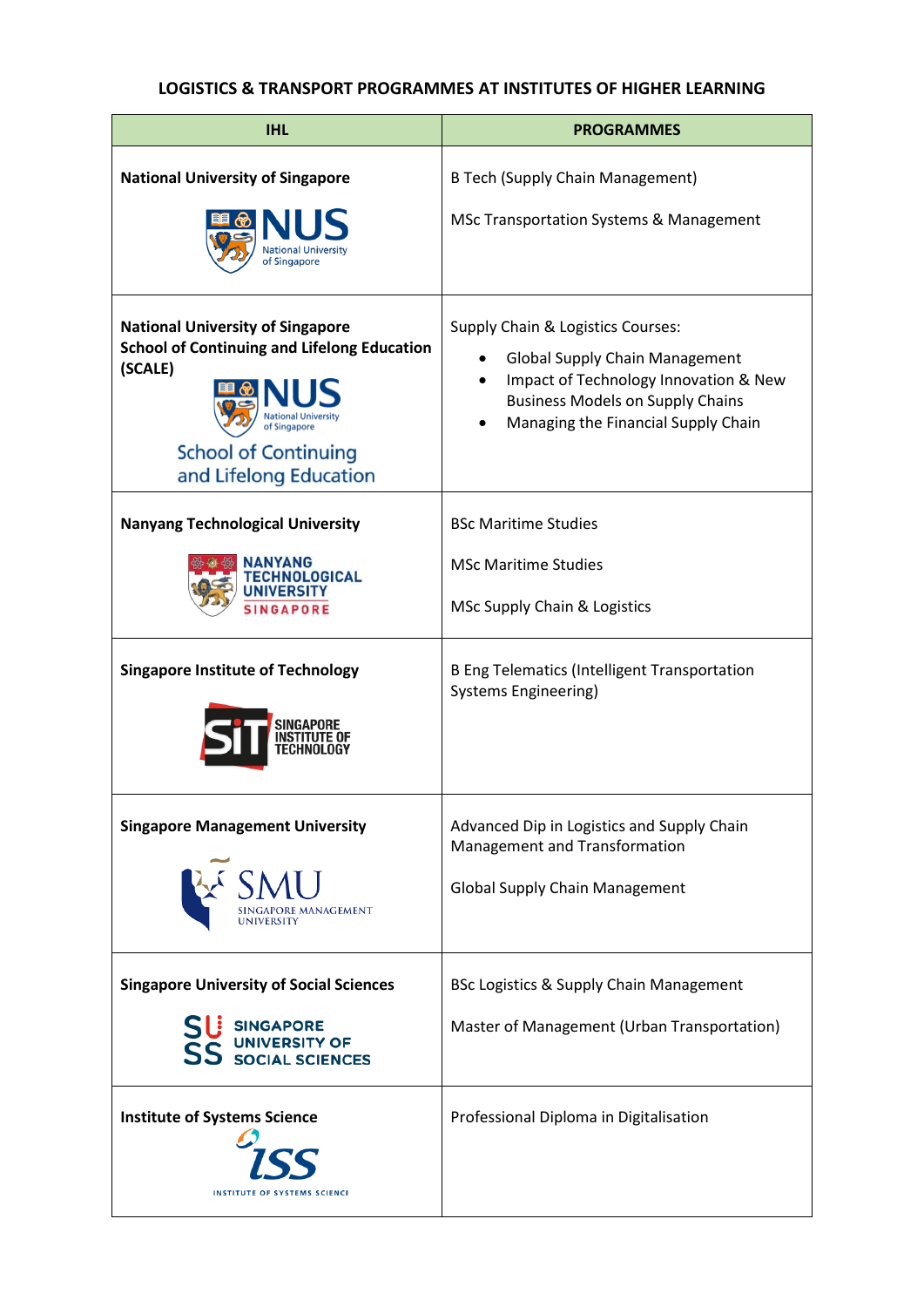# LOGISTICS & TRANSPORT PROGRAMMES AT INSTITUTES OF HIGHER LEARNING

| IHL | PROGRAMMES |
|---|---|
| **National University of Singapore** | B Tech (Supply Chain Management)<br><br>MSc Transportation Systems & Management |
| **National University of Singapore School of Continuing and Lifelong Education (SCALE)** | Supply Chain & Logistics Courses:<br>• Global Supply Chain Management<br>• Impact of Technology Innovation & New Business Models on Supply Chains<br>• Managing the Financial Supply Chain |
| **Nanyang Technological University** | BSc Maritime Studies<br><br>MSc Maritime Studies<br><br>MSc Supply Chain & Logistics |
| **Singapore Institute of Technology** | B Eng Telematics (Intelligent Transportation Systems Engineering) |
| **Singapore Management University** | Advanced Dip in Logistics and Supply Chain Management and Transformation<br><br>Global Supply Chain Management |
| **Singapore University of Social Sciences** | BSc Logistics & Supply Chain Management<br><br>Master of Management (Urban Transportation) |
| **Institute of Systems Science** | Professional Diploma in Digitalisation |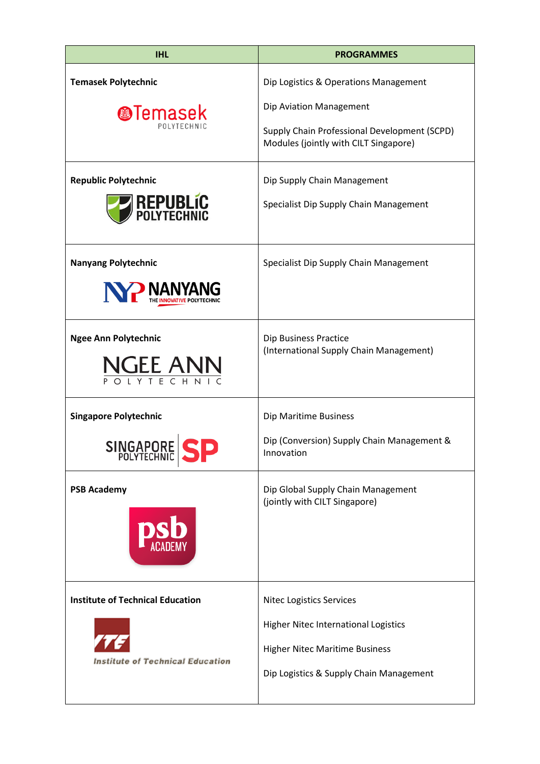| IHL | PROGRAMMES |
|---|---|
| **Temasek Polytechnic** | Dip Logistics & Operations Management<br><br>Dip Aviation Management<br><br>Supply Chain Professional Development (SCPD) Modules (jointly with CILT Singapore) |
| **Republic Polytechnic** | Dip Supply Chain Management<br><br>Specialist Dip Supply Chain Management |
| **Nanyang Polytechnic** | Specialist Dip Supply Chain Management |
| **Ngee Ann Polytechnic** | Dip Business Practice (International Supply Chain Management) |
| **Singapore Polytechnic** | Dip Maritime Business<br><br>Dip (Conversion) Supply Chain Management & Innovation |
| **PSB Academy** | Dip Global Supply Chain Management (jointly with CILT Singapore) |
| **Institute of Technical Education** | Nitec Logistics Services<br><br>Higher Nitec International Logistics<br><br>Higher Nitec Maritime Business<br><br>Dip Logistics & Supply Chain Management |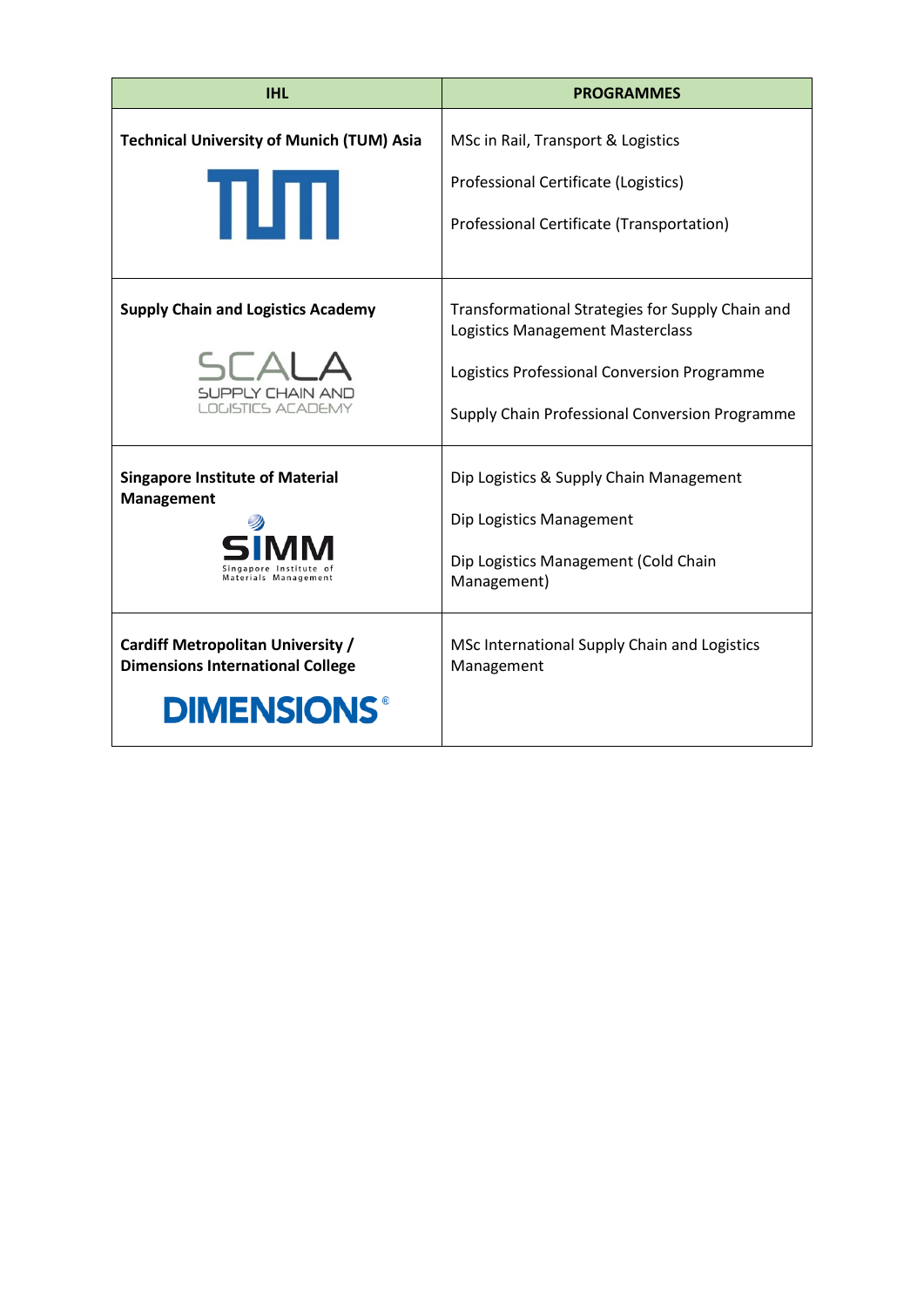| IHL | PROGRAMMES |
|---|---|
| **Technical University of Munich (TUM) Asia** | MSc in Rail, Transport & Logistics<br><br>Professional Certificate (Logistics)<br><br>Professional Certificate (Transportation) |
| **Supply Chain and Logistics Academy**<br><br>SCALA SUPPLY CHAIN AND LOGISTICS ACADEMY | Transformational Strategies for Supply Chain and Logistics Management Masterclass<br><br>Logistics Professional Conversion Programme<br><br>Supply Chain Professional Conversion Programme |
| **Singapore Institute of Material Management**<br><br>SIMM Singapore Institute of Materials Management | Dip Logistics & Supply Chain Management<br><br>Dip Logistics Management<br><br>Dip Logistics Management (Cold Chain Management) |
| **Cardiff Metropolitan University / Dimensions International College**<br><br>DIMENSIONS® | MSc International Supply Chain and Logistics Management |